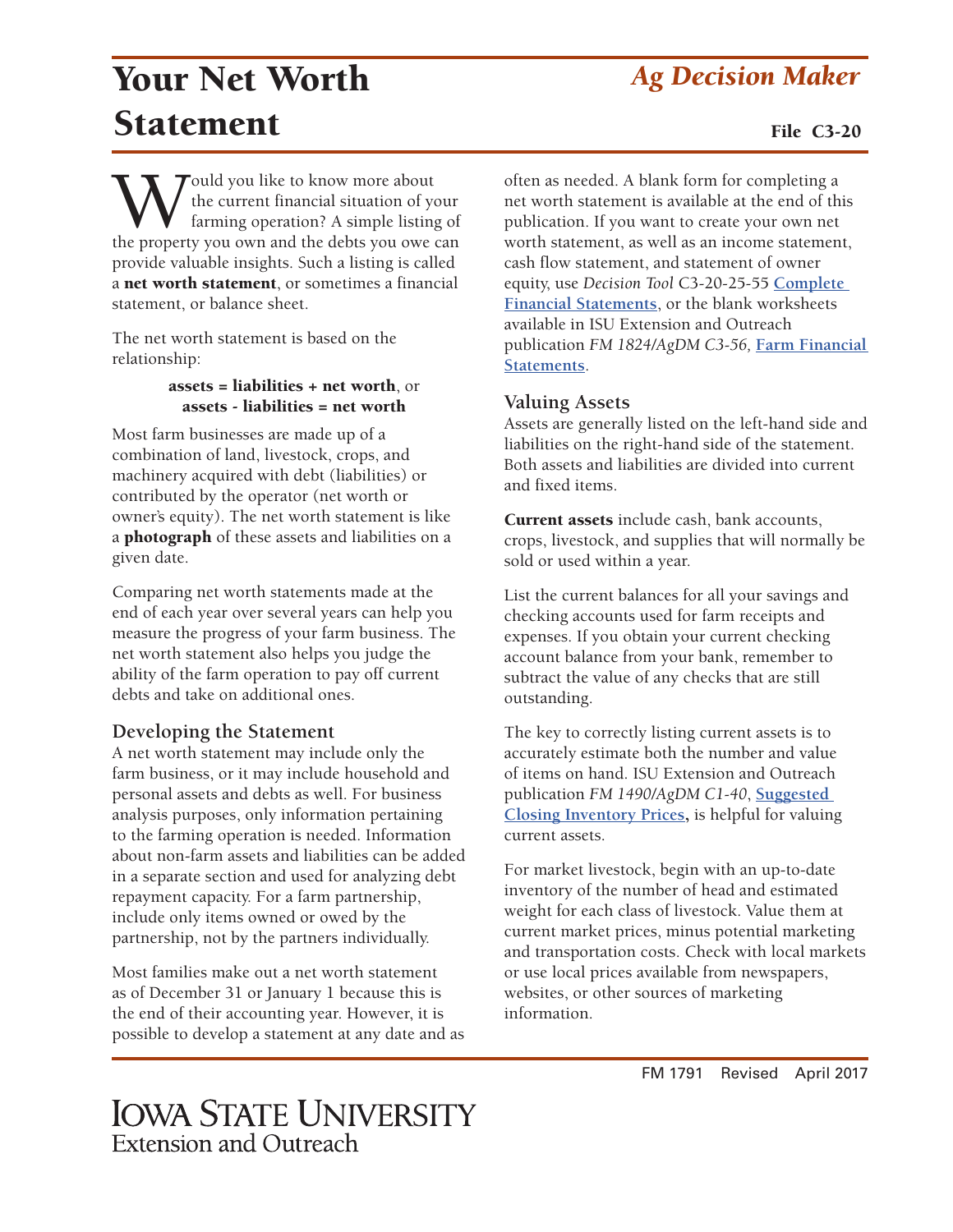# Your Net Worth Statement

*Ag Decision Maker*

File C3-20

Would you like to know more about the current financial situation of your farming operation? A simple listing of the property you own and the debts you owe can provide valuable insights. Such a listing is called a **net worth statement**, or sometimes a financial statement, or balance sheet.

The net worth statement is based on the relationship:

**assets = liabilities + net worth**, or
**assets - liabilities = net worth**

Most farm businesses are made up of a combination of land, livestock, crops, and machinery acquired with debt (liabilities) or contributed by the operator (net worth or owner's equity). The net worth statement is like a **photograph** of these assets and liabilities on a given date.

Comparing net worth statements made at the end of each year over several years can help you measure the progress of your farm business. The net worth statement also helps you judge the ability of the farm operation to pay off current debts and take on additional ones.

## Developing the Statement

A net worth statement may include only the farm business, or it may include household and personal assets and debts as well. For business analysis purposes, only information pertaining to the farming operation is needed. Information about non-farm assets and liabilities can be added in a separate section and used for analyzing debt repayment capacity. For a farm partnership, include only items owned or owed by the partnership, not by the partners individually.

Most families make out a net worth statement as of December 31 or January 1 because this is the end of their accounting year. However, it is possible to develop a statement at any date and as often as needed. A blank form for completing a net worth statement is available at the end of this publication. If you want to create your own net worth statement, as well as an income statement, cash flow statement, and statement of owner equity, use *Decision Tool* C3-20-25-55 **Complete Financial Statements**, or the blank worksheets available in ISU Extension and Outreach publication *FM 1824/AgDM C3-56*, **Farm Financial Statements**.

## Valuing Assets

Assets are generally listed on the left-hand side and liabilities on the right-hand side of the statement. Both assets and liabilities are divided into current and fixed items.

**Current assets** include cash, bank accounts, crops, livestock, and supplies that will normally be sold or used within a year.

List the current balances for all your savings and checking accounts used for farm receipts and expenses. If you obtain your current checking account balance from your bank, remember to subtract the value of any checks that are still outstanding.

The key to correctly listing current assets is to accurately estimate both the number and value of items on hand. ISU Extension and Outreach publication *FM 1490/AgDM C1-40*, **Suggested Closing Inventory Prices,** is helpful for valuing current assets.

For market livestock, begin with an up-to-date inventory of the number of head and estimated weight for each class of livestock. Value them at current market prices, minus potential marketing and transportation costs. Check with local markets or use local prices available from newspapers, websites, or other sources of marketing information.

FM 1791 Revised April 2017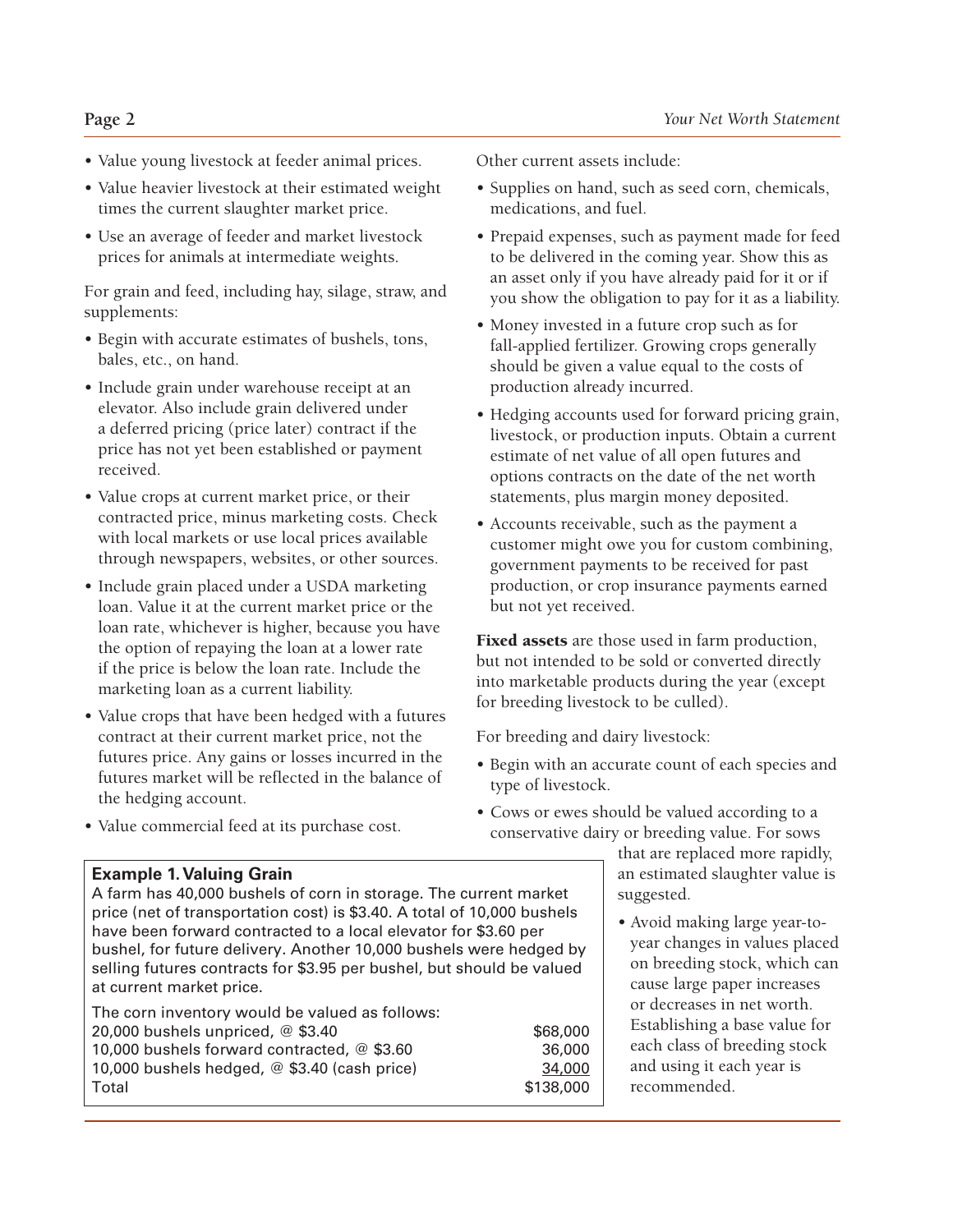- Value young livestock at feeder animal prices.
- Value heavier livestock at their estimated weight times the current slaughter market price.
- Use an average of feeder and market livestock prices for animals at intermediate weights.

For grain and feed, including hay, silage, straw, and supplements:

- Begin with accurate estimates of bushels, tons, bales, etc., on hand.
- Include grain under warehouse receipt at an elevator. Also include grain delivered under a deferred pricing (price later) contract if the price has not yet been established or payment received.
- Value crops at current market price, or their contracted price, minus marketing costs. Check with local markets or use local prices available through newspapers, websites, or other sources.
- Include grain placed under a USDA marketing loan. Value it at the current market price or the loan rate, whichever is higher, because you have the option of repaying the loan at a lower rate if the price is below the loan rate. Include the marketing loan as a current liability.
- Value crops that have been hedged with a futures contract at their current market price, not the futures price. Any gains or losses incurred in the futures market will be reflected in the balance of the hedging account.
- Value commercial feed at its purchase cost.

**Example 1. Valuing Grain**

A farm has 40,000 bushels of corn in storage. The current market price (net of transportation cost) is $3.40. A total of 10,000 bushels have been forward contracted to a local elevator for $3.60 per bushel, for future delivery. Another 10,000 bushels were hedged by selling futures contracts for $3.95 per bushel, but should be valued at current market price.

The corn inventory would be valued as follows:

| | |
|---|---:|
| 20,000 bushels unpriced, @ $3.40 | $68,000 |
| 10,000 bushels forward contracted, @ $3.60 | 36,000 |
| 10,000 bushels hedged, @ $3.40 (cash price) | 34,000 |
| Total | $138,000 |

Other current assets include:

- Supplies on hand, such as seed corn, chemicals, medications, and fuel.
- Prepaid expenses, such as payment made for feed to be delivered in the coming year. Show this as an asset only if you have already paid for it or if you show the obligation to pay for it as a liability.
- Money invested in a future crop such as for fall-applied fertilizer. Growing crops generally should be given a value equal to the costs of production already incurred.
- Hedging accounts used for forward pricing grain, livestock, or production inputs. Obtain a current estimate of net value of all open futures and options contracts on the date of the net worth statements, plus margin money deposited.
- Accounts receivable, such as the payment a customer might owe you for custom combining, government payments to be received for past production, or crop insurance payments earned but not yet received.

**Fixed assets** are those used in farm production, but not intended to be sold or converted directly into marketable products during the year (except for breeding livestock to be culled).

For breeding and dairy livestock:

- Begin with an accurate count of each species and type of livestock.
- Cows or ewes should be valued according to a conservative dairy or breeding value. For sows that are replaced more rapidly, an estimated slaughter value is suggested.
- Avoid making large year-to-year changes in values placed on breeding stock, which can cause large paper increases or decreases in net worth. Establishing a base value for each class of breeding stock and using it each year is recommended.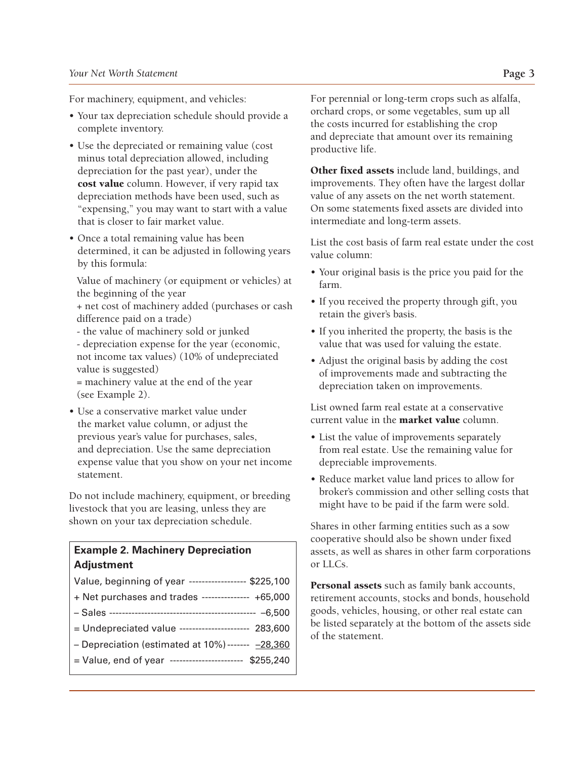For machinery, equipment, and vehicles:

- Your tax depreciation schedule should provide a complete inventory.
- Use the depreciated or remaining value (cost minus total depreciation allowed, including depreciation for the past year), under the **cost value** column. However, if very rapid tax depreciation methods have been used, such as "expensing," you may want to start with a value that is closer to fair market value.
- Once a total remaining value has been determined, it can be adjusted in following years by this formula:

  Value of machinery (or equipment or vehicles) at the beginning of the year
  + net cost of machinery added (purchases or cash difference paid on a trade)
  - the value of machinery sold or junked
  - depreciation expense for the year (economic, not income tax values) (10% of undepreciated value is suggested)
  = machinery value at the end of the year (see Example 2).

- Use a conservative market value under the market value column, or adjust the previous year's value for purchases, sales, and depreciation. Use the same depreciation expense value that you show on your net income statement.

Do not include machinery, equipment, or breeding livestock that you are leasing, unless they are shown on your tax depreciation schedule.

**Example 2. Machinery Depreciation Adjustment**

| | |
|---|---|
| Value, beginning of year | $225,100 |
| + Net purchases and trades | +65,000 |
| – Sales | –6,500 |
| = Undepreciated value | 283,600 |
| – Depreciation (estimated at 10%) | –28,360 |
| = Value, end of year | $255,240 |

For perennial or long-term crops such as alfalfa, orchard crops, or some vegetables, sum up all the costs incurred for establishing the crop and depreciate that amount over its remaining productive life.

**Other fixed assets** include land, buildings, and improvements. They often have the largest dollar value of any assets on the net worth statement. On some statements fixed assets are divided into intermediate and long-term assets.

List the cost basis of farm real estate under the cost value column:

- Your original basis is the price you paid for the farm.
- If you received the property through gift, you retain the giver's basis.
- If you inherited the property, the basis is the value that was used for valuing the estate.
- Adjust the original basis by adding the cost of improvements made and subtracting the depreciation taken on improvements.

List owned farm real estate at a conservative current value in the **market value** column.

- List the value of improvements separately from real estate. Use the remaining value for depreciable improvements.
- Reduce market value land prices to allow for broker's commission and other selling costs that might have to be paid if the farm were sold.

Shares in other farming entities such as a sow cooperative should also be shown under fixed assets, as well as shares in other farm corporations or LLCs.

**Personal assets** such as family bank accounts, retirement accounts, stocks and bonds, household goods, vehicles, housing, or other real estate can be listed separately at the bottom of the assets side of the statement.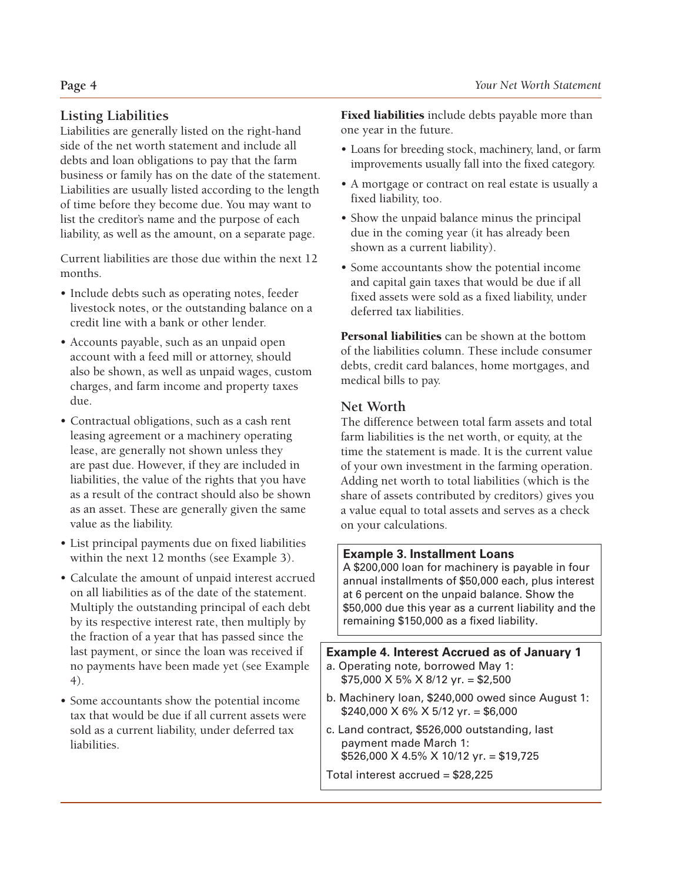## Listing Liabilities

Liabilities are generally listed on the right-hand side of the net worth statement and include all debts and loan obligations to pay that the farm business or family has on the date of the statement. Liabilities are usually listed according to the length of time before they become due. You may want to list the creditor's name and the purpose of each liability, as well as the amount, on a separate page.

Current liabilities are those due within the next 12 months.

- Include debts such as operating notes, feeder livestock notes, or the outstanding balance on a credit line with a bank or other lender.
- Accounts payable, such as an unpaid open account with a feed mill or attorney, should also be shown, as well as unpaid wages, custom charges, and farm income and property taxes due.
- Contractual obligations, such as a cash rent leasing agreement or a machinery operating lease, are generally not shown unless they are past due. However, if they are included in liabilities, the value of the rights that you have as a result of the contract should also be shown as an asset. These are generally given the same value as the liability.
- List principal payments due on fixed liabilities within the next 12 months (see Example 3).
- Calculate the amount of unpaid interest accrued on all liabilities as of the date of the statement. Multiply the outstanding principal of each debt by its respective interest rate, then multiply by the fraction of a year that has passed since the last payment, or since the loan was received if no payments have been made yet (see Example 4).
- Some accountants show the potential income tax that would be due if all current assets were sold as a current liability, under deferred tax liabilities.

**Fixed liabilities** include debts payable more than one year in the future.

- Loans for breeding stock, machinery, land, or farm improvements usually fall into the fixed category.
- A mortgage or contract on real estate is usually a fixed liability, too.
- Show the unpaid balance minus the principal due in the coming year (it has already been shown as a current liability).
- Some accountants show the potential income and capital gain taxes that would be due if all fixed assets were sold as a fixed liability, under deferred tax liabilities.

**Personal liabilities** can be shown at the bottom of the liabilities column. These include consumer debts, credit card balances, home mortgages, and medical bills to pay.

## Net Worth

The difference between total farm assets and total farm liabilities is the net worth, or equity, at the time the statement is made. It is the current value of your own investment in the farming operation. Adding net worth to total liabilities (which is the share of assets contributed by creditors) gives you a value equal to total assets and serves as a check on your calculations.

**Example 3. Installment Loans**

A $200,000 loan for machinery is payable in four annual installments of $50,000 each, plus interest at 6 percent on the unpaid balance. Show the $50,000 due this year as a current liability and the remaining $150,000 as a fixed liability.

**Example 4. Interest Accrued as of January 1**

a. Operating note, borrowed May 1:
   $75,000 X 5% X 8/12 yr. = $2,500

b. Machinery loan, $240,000 owed since August 1:
   $240,000 X 6% X 5/12 yr. = $6,000

c. Land contract, $526,000 outstanding, last payment made March 1:
   $526,000 X 4.5% X 10/12 yr. = $19,725

Total interest accrued = $28,225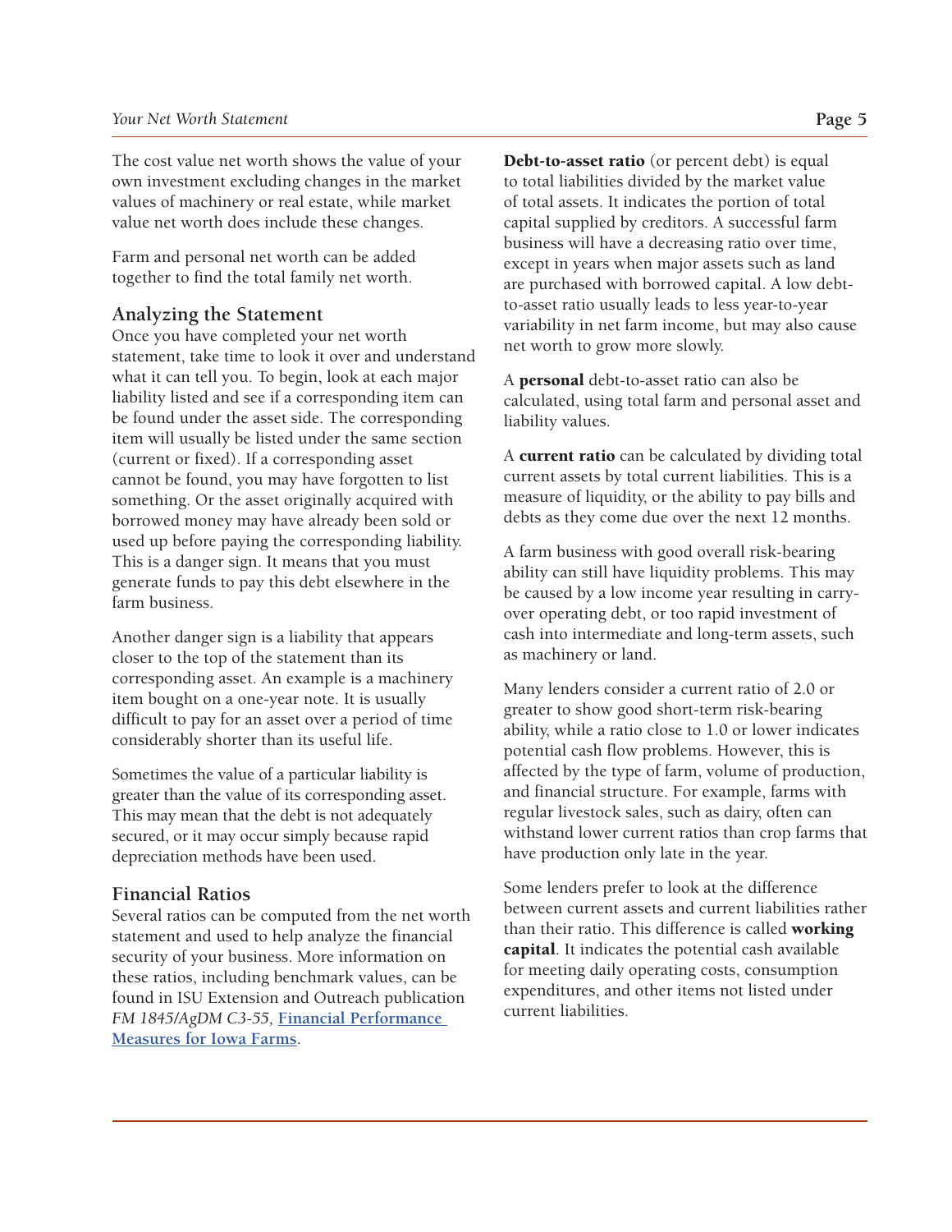The cost value net worth shows the value of your own investment excluding changes in the market values of machinery or real estate, while market value net worth does include these changes.

Farm and personal net worth can be added together to find the total family net worth.

## Analyzing the Statement

Once you have completed your net worth statement, take time to look it over and understand what it can tell you. To begin, look at each major liability listed and see if a corresponding item can be found under the asset side. The corresponding item will usually be listed under the same section (current or fixed). If a corresponding asset cannot be found, you may have forgotten to list something. Or the asset originally acquired with borrowed money may have already been sold or used up before paying the corresponding liability. This is a danger sign. It means that you must generate funds to pay this debt elsewhere in the farm business.

Another danger sign is a liability that appears closer to the top of the statement than its corresponding asset. An example is a machinery item bought on a one-year note. It is usually difficult to pay for an asset over a period of time considerably shorter than its useful life.

Sometimes the value of a particular liability is greater than the value of its corresponding asset. This may mean that the debt is not adequately secured, or it may occur simply because rapid depreciation methods have been used.

## Financial Ratios

Several ratios can be computed from the net worth statement and used to help analyze the financial security of your business. More information on these ratios, including benchmark values, can be found in ISU Extension and Outreach publication *FM 1845/AgDM C3-55,* **Financial Performance Measures for Iowa Farms**.

**Debt-to-asset ratio** (or percent debt) is equal to total liabilities divided by the market value of total assets. It indicates the portion of total capital supplied by creditors. A successful farm business will have a decreasing ratio over time, except in years when major assets such as land are purchased with borrowed capital. A low debt-to-asset ratio usually leads to less year-to-year variability in net farm income, but may also cause net worth to grow more slowly.

A **personal** debt-to-asset ratio can also be calculated, using total farm and personal asset and liability values.

A **current ratio** can be calculated by dividing total current assets by total current liabilities. This is a measure of liquidity, or the ability to pay bills and debts as they come due over the next 12 months.

A farm business with good overall risk-bearing ability can still have liquidity problems. This may be caused by a low income year resulting in carry-over operating debt, or too rapid investment of cash into intermediate and long-term assets, such as machinery or land.

Many lenders consider a current ratio of 2.0 or greater to show good short-term risk-bearing ability, while a ratio close to 1.0 or lower indicates potential cash flow problems. However, this is affected by the type of farm, volume of production, and financial structure. For example, farms with regular livestock sales, such as dairy, often can withstand lower current ratios than crop farms that have production only late in the year.

Some lenders prefer to look at the difference between current assets and current liabilities rather than their ratio. This difference is called **working capital**. It indicates the potential cash available for meeting daily operating costs, consumption expenditures, and other items not listed under current liabilities.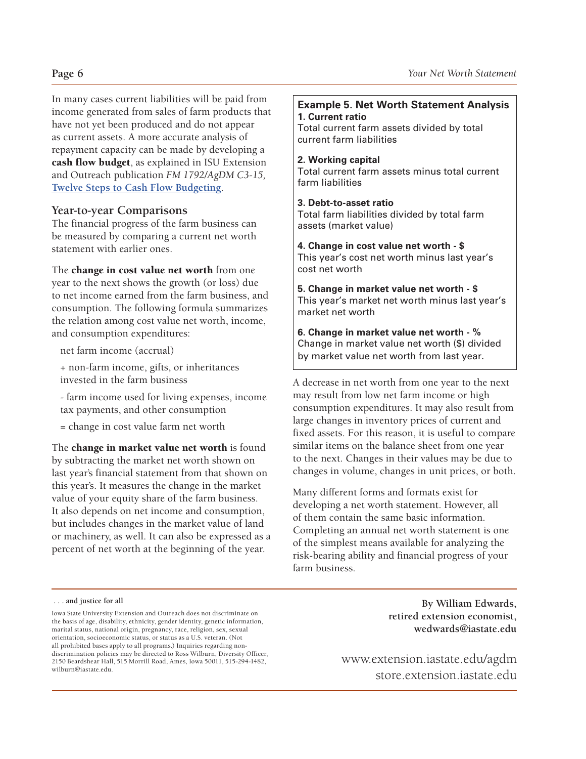In many cases current liabilities will be paid from income generated from sales of farm products that have not yet been produced and do not appear as current assets. A more accurate analysis of repayment capacity can be made by developing a **cash flow budget**, as explained in ISU Extension and Outreach publication *FM 1792/AgDM C3-15,* [Twelve Steps to Cash Flow Budgeting](#).

## Year-to-year Comparisons

The financial progress of the farm business can be measured by comparing a current net worth statement with earlier ones.

The **change in cost value net worth** from one year to the next shows the growth (or loss) due to net income earned from the farm business, and consumption. The following formula summarizes the relation among cost value net worth, income, and consumption expenditures:

net farm income (accrual)

+ non-farm income, gifts, or inheritances invested in the farm business

- farm income used for living expenses, income tax payments, and other consumption

= change in cost value farm net worth

The **change in market value net worth** is found by subtracting the market net worth shown on last year's financial statement from that shown on this year's. It measures the change in the market value of your equity share of the farm business. It also depends on net income and consumption, but includes changes in the market value of land or machinery, as well. It can also be expressed as a percent of net worth at the beginning of the year.

**Example 5. Net Worth Statement Analysis**

**1. Current ratio**
Total current farm assets divided by total current farm liabilities

**2. Working capital**
Total current farm assets minus total current farm liabilities

**3. Debt-to-asset ratio**
Total farm liabilities divided by total farm assets (market value)

**4. Change in cost value net worth - $**
This year's cost net worth minus last year's cost net worth

**5. Change in market value net worth - $**
This year's market net worth minus last year's market net worth

**6. Change in market value net worth - %**
Change in market value net worth ($) divided by market value net worth from last year.

A decrease in net worth from one year to the next may result from low net farm income or high consumption expenditures. It may also result from large changes in inventory prices of current and fixed assets. For this reason, it is useful to compare similar items on the balance sheet from one year to the next. Changes in their values may be due to changes in volume, changes in unit prices, or both.

Many different forms and formats exist for developing a net worth statement. However, all of them contain the same basic information. Completing an annual net worth statement is one of the simplest means available for analyzing the risk-bearing ability and financial progress of your farm business.

. . . **and justice for all**

Iowa State University Extension and Outreach does not discriminate on the basis of age, disability, ethnicity, gender identity, genetic information, marital status, national origin, pregnancy, race, religion, sex, sexual orientation, socioeconomic status, or status as a U.S. veteran. (Not all prohibited bases apply to all programs.) Inquiries regarding non-discrimination policies may be directed to Ross Wilburn, Diversity Officer, 2150 Beardshear Hall, 515 Morrill Road, Ames, Iowa 50011, 515-294-1482, wilburn@iastate.edu.

**By William Edwards, retired extension economist, wedwards@iastate.edu**

www.extension.iastate.edu/agdm
store.extension.iastate.edu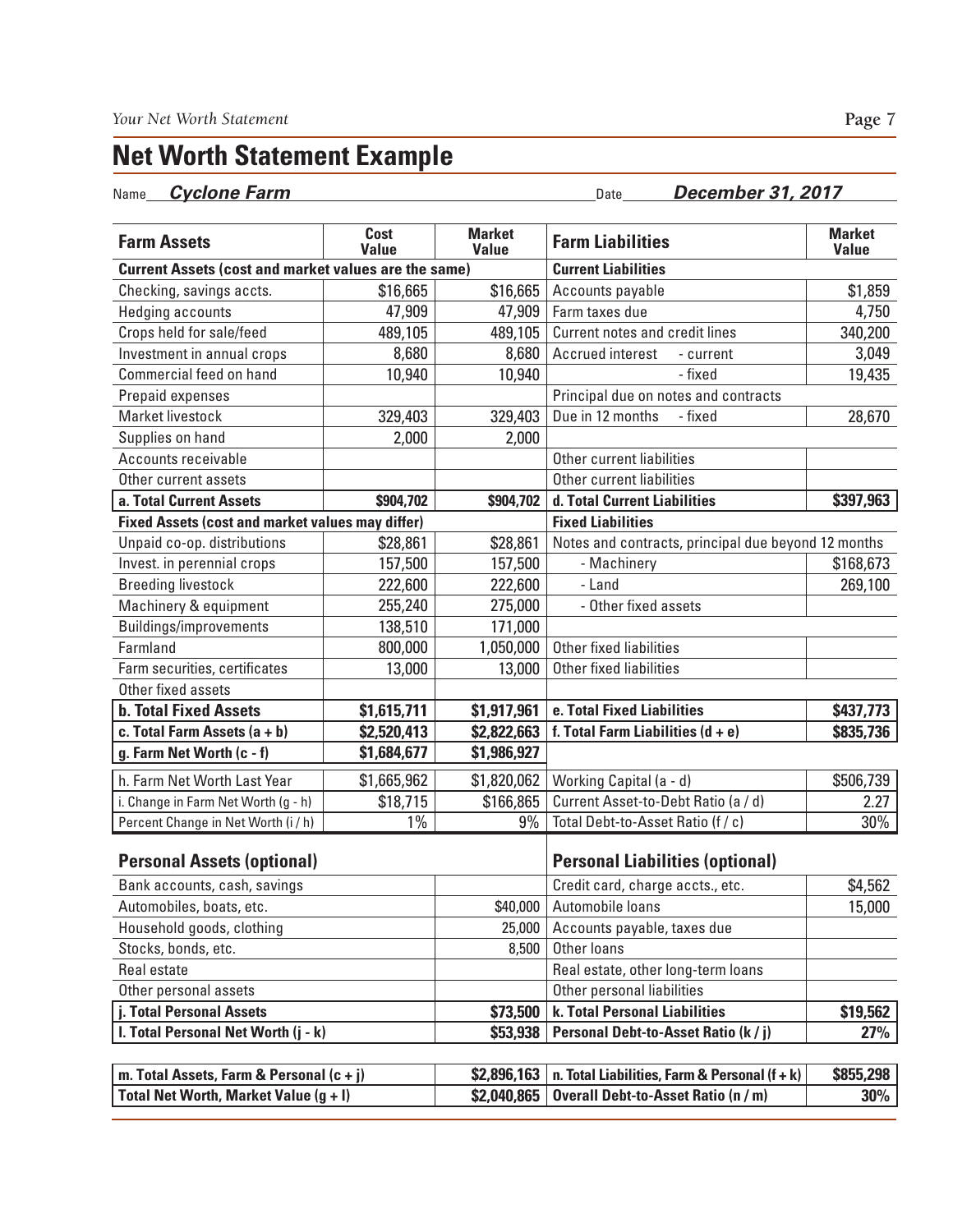# Net Worth Statement Example

Name ***Cyclone Farm*** Date ***December 31, 2017***

| Farm Assets | Cost Value | Market Value | Farm Liabilities | Market Value |
|---|---|---|---|---|
| **Current Assets (cost and market values are the same)** | | | **Current Liabilities** | |
| Checking, savings accts. | $16,665 | $16,665 | Accounts payable | $1,859 |
| Hedging accounts | 47,909 | 47,909 | Farm taxes due | 4,750 |
| Crops held for sale/feed | 489,105 | 489,105 | Current notes and credit lines | 340,200 |
| Investment in annual crops | 8,680 | 8,680 | Accrued interest - current | 3,049 |
| Commercial feed on hand | 10,940 | 10,940 | - fixed | 19,435 |
| Prepaid expenses | | | Principal due on notes and contracts | |
| Market livestock | 329,403 | 329,403 | Due in 12 months - fixed | 28,670 |
| Supplies on hand | 2,000 | 2,000 | | |
| Accounts receivable | | | Other current liabilities | |
| Other current assets | | | Other current liabilities | |
| **a. Total Current Assets** | **$904,702** | **$904,702** | **d. Total Current Liabilities** | **$397,963** |
| **Fixed Assets (cost and market values may differ)** | | | **Fixed Liabilities** | |
| Unpaid co-op. distributions | $28,861 | $28,861 | Notes and contracts, principal due beyond 12 months | |
| Invest. in perennial crops | 157,500 | 157,500 | - Machinery | $168,673 |
| Breeding livestock | 222,600 | 222,600 | - Land | 269,100 |
| Machinery & equipment | 255,240 | 275,000 | - Other fixed assets | |
| Buildings/improvements | 138,510 | 171,000 | | |
| Farmland | 800,000 | 1,050,000 | Other fixed liabilities | |
| Farm securities, certificates | 13,000 | 13,000 | Other fixed liabilities | |
| Other fixed assets | | | | |
| **b. Total Fixed Assets** | **$1,615,711** | **$1,917,961** | **e. Total Fixed Liabilities** | **$437,773** |
| **c. Total Farm Assets (a + b)** | **$2,520,413** | **$2,822,663** | **f. Total Farm Liabilities (d + e)** | **$835,736** |
| **g. Farm Net Worth (c - f)** | **$1,684,677** | **$1,986,927** | | |
| h. Farm Net Worth Last Year | $1,665,962 | $1,820,062 | Working Capital (a - d) | $506,739 |
| i. Change in Farm Net Worth (g - h) | $18,715 | $166,865 | Current Asset-to-Debt Ratio (a / d) | 2.27 |
| Percent Change in Net Worth (i / h) | 1% | 9% | Total Debt-to-Asset Ratio (f / c) | 30% |

| Personal Assets (optional) | | Personal Liabilities (optional) | |
|---|---|---|---|
| Bank accounts, cash, savings | | Credit card, charge accts., etc. | $4,562 |
| Automobiles, boats, etc. | $40,000 | Automobile loans | 15,000 |
| Household goods, clothing | 25,000 | Accounts payable, taxes due | |
| Stocks, bonds, etc. | 8,500 | Other loans | |
| Real estate | | Real estate, other long-term loans | |
| Other personal assets | | Other personal liabilities | |
| **j. Total Personal Assets** | **$73,500** | **k. Total Personal Liabilities** | **$19,562** |
| **l. Total Personal Net Worth (j - k)** | **$53,938** | **Personal Debt-to-Asset Ratio (k / j)** | **27%** |

| | | | |
|---|---|---|---|
| **m. Total Assets, Farm & Personal (c + j)** | **$2,896,163** | **n. Total Liabilities, Farm & Personal (f + k)** | **$855,298** |
| **Total Net Worth, Market Value (g + l)** | **$2,040,865** | **Overall Debt-to-Asset Ratio (n / m)** | **30%** |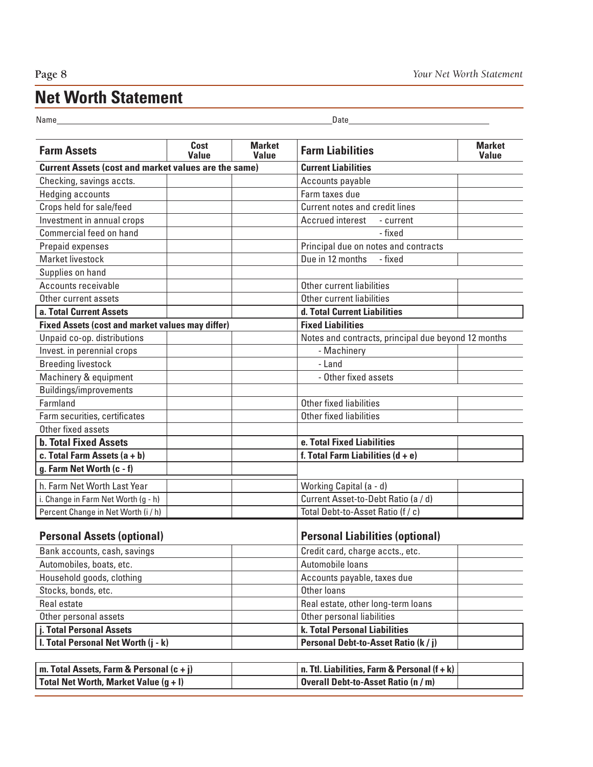# Net Worth Statement

Name\_\_\_\_\_\_\_\_\_\_\_\_\_\_\_\_\_\_\_\_\_\_\_\_\_\_\_\_\_\_\_\_\_\_\_\_\_\_\_\_ Date\_\_\_\_\_\_\_\_\_\_\_\_\_\_\_\_\_\_\_\_\_\_\_\_

| Farm Assets | Cost Value | Market Value | Farm Liabilities | Market Value |
|---|---|---|---|---|
| **Current Assets (cost and market values are the same)** | | | **Current Liabilities** | |
| Checking, savings accts. | | | Accounts payable | |
| Hedging accounts | | | Farm taxes due | |
| Crops held for sale/feed | | | Current notes and credit lines | |
| Investment in annual crops | | | Accrued interest - current | |
| Commercial feed on hand | | | - fixed | |
| Prepaid expenses | | | Principal due on notes and contracts | |
| Market livestock | | | Due in 12 months - fixed | |
| Supplies on hand | | | | |
| Accounts receivable | | | Other current liabilities | |
| Other current assets | | | Other current liabilities | |
| **a. Total Current Assets** | | | **d. Total Current Liabilities** | |
| **Fixed Assets (cost and market values may differ)** | | | **Fixed Liabilities** | |
| Unpaid co-op. distributions | | | Notes and contracts, principal due beyond 12 months | |
| Invest. in perennial crops | | | - Machinery | |
| Breeding livestock | | | - Land | |
| Machinery & equipment | | | - Other fixed assets | |
| Buildings/improvements | | | | |
| Farmland | | | Other fixed liabilities | |
| Farm securities, certificates | | | Other fixed liabilities | |
| Other fixed assets | | | | |
| **b. Total Fixed Assets** | | | **e. Total Fixed Liabilities** | |
| **c. Total Farm Assets (a + b)** | | | **f. Total Farm Liabilities (d + e)** | |
| **g. Farm Net Worth (c - f)** | | | | |
| h. Farm Net Worth Last Year | | | Working Capital (a - d) | |
| i. Change in Farm Net Worth (g - h) | | | Current Asset-to-Debt Ratio (a / d) | |
| Percent Change in Net Worth (i / h) | | | Total Debt-to-Asset Ratio (f / c) | |

| Personal Assets (optional) | | Personal Liabilities (optional) | |
|---|---|---|---|
| Bank accounts, cash, savings | | Credit card, charge accts., etc. | |
| Automobiles, boats, etc. | | Automobile loans | |
| Household goods, clothing | | Accounts payable, taxes due | |
| Stocks, bonds, etc. | | Other loans | |
| Real estate | | Real estate, other long-term loans | |
| Other personal assets | | Other personal liabilities | |
| **j. Total Personal Assets** | | **k. Total Personal Liabilities** | |
| **l. Total Personal Net Worth (j - k)** | | **Personal Debt-to-Asset Ratio (k / j)** | |

| | | | |
|---|---|---|---|
| **m. Total Assets, Farm & Personal (c + j)** | | **n. Ttl. Liabilities, Farm & Personal (f + k)** | |
| **Total Net Worth, Market Value (g + l)** | | **Overall Debt-to-Asset Ratio (n / m)** | |